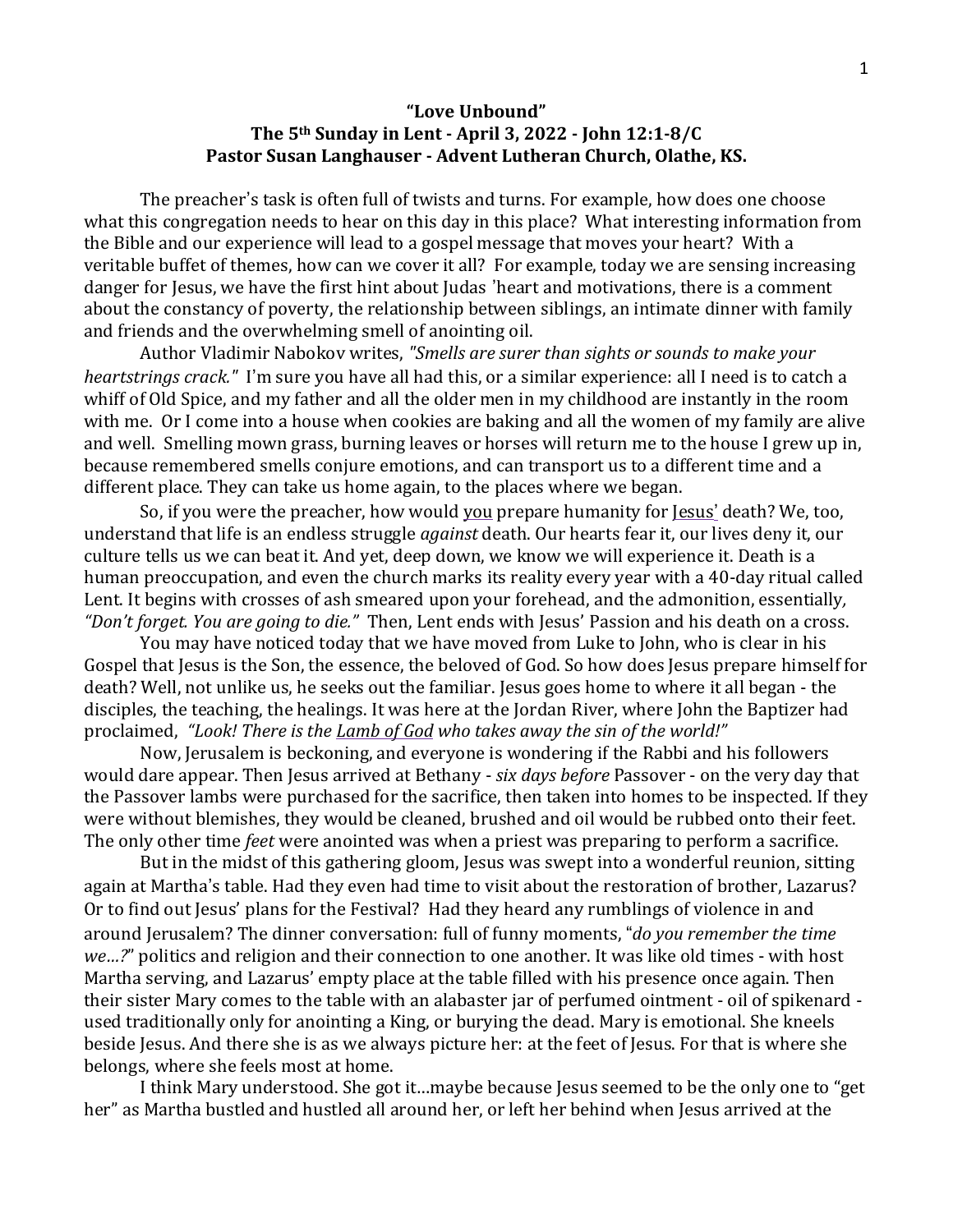**"Love Unbound"**
**The 5th Sunday in Lent - April 3, 2022 - John 12:1-8/C**
**Pastor Susan Langhauser - Advent Lutheran Church, Olathe, KS.**

The preacher's task is often full of twists and turns. For example, how does one choose what this congregation needs to hear on this day in this place? What interesting information from the Bible and our experience will lead to a gospel message that moves your heart? With a veritable buffet of themes, how can we cover it all? For example, today we are sensing increasing danger for Jesus, we have the first hint about Judas 'heart and motivations, there is a comment about the constancy of poverty, the relationship between siblings, an intimate dinner with family and friends and the overwhelming smell of anointing oil.

Author Vladimir Nabokov writes, *"Smells are surer than sights or sounds to make your heartstrings crack."* I'm sure you have all had this, or a similar experience: all I need is to catch a whiff of Old Spice, and my father and all the older men in my childhood are instantly in the room with me. Or I come into a house when cookies are baking and all the women of my family are alive and well. Smelling mown grass, burning leaves or horses will return me to the house I grew up in, because remembered smells conjure emotions, and can transport us to a different time and a different place. They can take us home again, to the places where we began.

So, if you were the preacher, how would you prepare humanity for Jesus' death? We, too, understand that life is an endless struggle *against* death. Our hearts fear it, our lives deny it, our culture tells us we can beat it. And yet, deep down, we know we will experience it. Death is a human preoccupation, and even the church marks its reality every year with a 40-day ritual called Lent. It begins with crosses of ash smeared upon your forehead, and the admonition, essentially, *"Don't forget. You are going to die."* Then, Lent ends with Jesus' Passion and his death on a cross.

You may have noticed today that we have moved from Luke to John, who is clear in his Gospel that Jesus is the Son, the essence, the beloved of God. So how does Jesus prepare himself for death? Well, not unlike us, he seeks out the familiar. Jesus goes home to where it all began - the disciples, the teaching, the healings. It was here at the Jordan River, where John the Baptizer had proclaimed, *"Look! There is the Lamb of God who takes away the sin of the world!"*

Now, Jerusalem is beckoning, and everyone is wondering if the Rabbi and his followers would dare appear. Then Jesus arrived at Bethany - *six days before* Passover - on the very day that the Passover lambs were purchased for the sacrifice, then taken into homes to be inspected. If they were without blemishes, they would be cleaned, brushed and oil would be rubbed onto their feet. The only other time *feet* were anointed was when a priest was preparing to perform a sacrifice.

But in the midst of this gathering gloom, Jesus was swept into a wonderful reunion, sitting again at Martha's table. Had they even had time to visit about the restoration of brother, Lazarus? Or to find out Jesus' plans for the Festival? Had they heard any rumblings of violence in and around Jerusalem? The dinner conversation: full of funny moments, "*do you remember the time we…?*" politics and religion and their connection to one another. It was like old times - with host Martha serving, and Lazarus' empty place at the table filled with his presence once again. Then their sister Mary comes to the table with an alabaster jar of perfumed ointment - oil of spikenard - used traditionally only for anointing a King, or burying the dead. Mary is emotional. She kneels beside Jesus. And there she is as we always picture her: at the feet of Jesus. For that is where she belongs, where she feels most at home.

I think Mary understood. She got it…maybe because Jesus seemed to be the only one to "get her" as Martha bustled and hustled all around her, or left her behind when Jesus arrived at the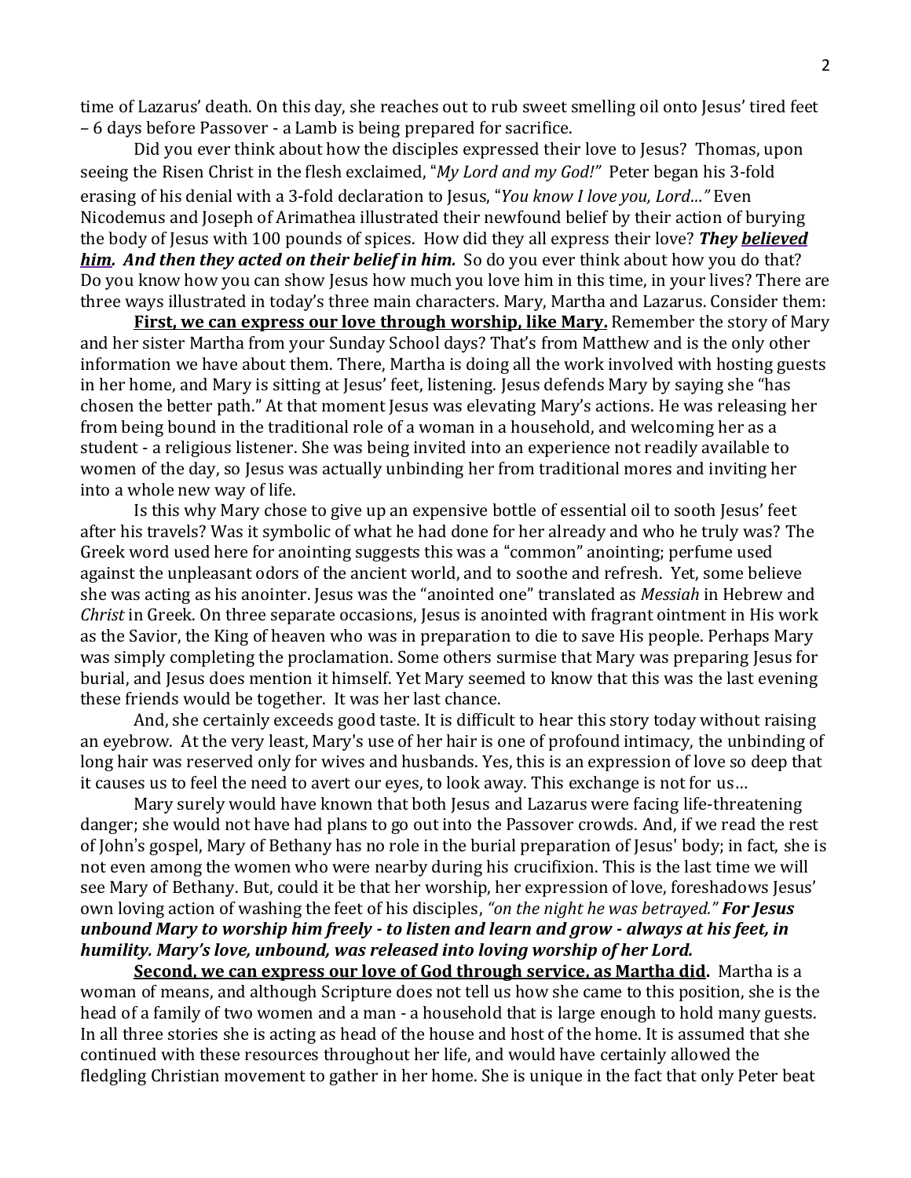time of Lazarus' death. On this day, she reaches out to rub sweet smelling oil onto Jesus' tired feet – 6 days before Passover - a Lamb is being prepared for sacrifice.

Did you ever think about how the disciples expressed their love to Jesus? Thomas, upon seeing the Risen Christ in the flesh exclaimed, "*My Lord and my God!*" Peter began his 3-fold erasing of his denial with a 3-fold declaration to Jesus, "*You know I love you, Lord…*" Even Nicodemus and Joseph of Arimathea illustrated their newfound belief by their action of burying the body of Jesus with 100 pounds of spices. How did they all express their love? ***They believed him. And then they acted on their belief in him.*** So do you ever think about how you do that? Do you know how you can show Jesus how much you love him in this time, in your lives? There are three ways illustrated in today's three main characters. Mary, Martha and Lazarus. Consider them:

**First, we can express our love through worship, like Mary.** Remember the story of Mary and her sister Martha from your Sunday School days? That's from Matthew and is the only other information we have about them. There, Martha is doing all the work involved with hosting guests in her home, and Mary is sitting at Jesus' feet, listening. Jesus defends Mary by saying she "has chosen the better path." At that moment Jesus was elevating Mary's actions. He was releasing her from being bound in the traditional role of a woman in a household, and welcoming her as a student - a religious listener. She was being invited into an experience not readily available to women of the day, so Jesus was actually unbinding her from traditional mores and inviting her into a whole new way of life.

Is this why Mary chose to give up an expensive bottle of essential oil to sooth Jesus' feet after his travels? Was it symbolic of what he had done for her already and who he truly was? The Greek word used here for anointing suggests this was a "common" anointing; perfume used against the unpleasant odors of the ancient world, and to soothe and refresh. Yet, some believe she was acting as his anointer. Jesus was the "anointed one" translated as *Messiah* in Hebrew and *Christ* in Greek. On three separate occasions, Jesus is anointed with fragrant ointment in His work as the Savior, the King of heaven who was in preparation to die to save His people. Perhaps Mary was simply completing the proclamation. Some others surmise that Mary was preparing Jesus for burial, and Jesus does mention it himself. Yet Mary seemed to know that this was the last evening these friends would be together. It was her last chance.

And, she certainly exceeds good taste. It is difficult to hear this story today without raising an eyebrow. At the very least, Mary's use of her hair is one of profound intimacy, the unbinding of long hair was reserved only for wives and husbands. Yes, this is an expression of love so deep that it causes us to feel the need to avert our eyes, to look away. This exchange is not for us…

Mary surely would have known that both Jesus and Lazarus were facing life-threatening danger; she would not have had plans to go out into the Passover crowds. And, if we read the rest of John's gospel, Mary of Bethany has no role in the burial preparation of Jesus' body; in fact, she is not even among the women who were nearby during his crucifixion. This is the last time we will see Mary of Bethany. But, could it be that her worship, her expression of love, foreshadows Jesus' own loving action of washing the feet of his disciples, *"on the night he was betrayed."* ***For Jesus unbound Mary to worship him freely - to listen and learn and grow - always at his feet, in humility. Mary's love, unbound, was released into loving worship of her Lord.***

**Second, we can express our love of God through service, as Martha did.** Martha is a woman of means, and although Scripture does not tell us how she came to this position, she is the head of a family of two women and a man - a household that is large enough to hold many guests. In all three stories she is acting as head of the house and host of the home. It is assumed that she continued with these resources throughout her life, and would have certainly allowed the fledgling Christian movement to gather in her home. She is unique in the fact that only Peter beat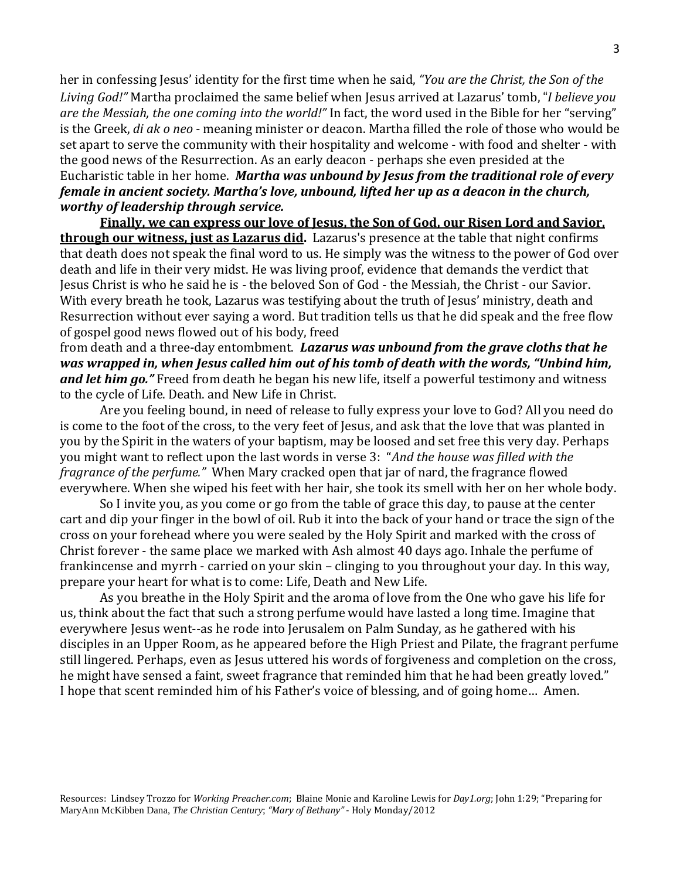her in confessing Jesus' identity for the first time when he said, *"You are the Christ, the Son of the Living God!"* Martha proclaimed the same belief when Jesus arrived at Lazarus' tomb, "*I believe you are the Messiah, the one coming into the world!"* In fact, the word used in the Bible for her "serving" is the Greek, *di ak o neo* - meaning minister or deacon. Martha filled the role of those who would be set apart to serve the community with their hospitality and welcome - with food and shelter - with the good news of the Resurrection. As an early deacon - perhaps she even presided at the Eucharistic table in her home. ***Martha was unbound by Jesus from the traditional role of every female in ancient society. Martha's love, unbound, lifted her up as a deacon in the church, worthy of leadership through service.***

**Finally, we can express our love of Jesus, the Son of God, our Risen Lord and Savior, through our witness, just as Lazarus did.** Lazarus's presence at the table that night confirms that death does not speak the final word to us. He simply was the witness to the power of God over death and life in their very midst. He was living proof, evidence that demands the verdict that Jesus Christ is who he said he is - the beloved Son of God - the Messiah, the Christ - our Savior. With every breath he took, Lazarus was testifying about the truth of Jesus' ministry, death and Resurrection without ever saying a word. But tradition tells us that he did speak and the free flow of gospel good news flowed out of his body, freed from death and a three-day entombment. ***Lazarus was unbound from the grave cloths that he was wrapped in, when Jesus called him out of his tomb of death with the words, "Unbind him, and let him go."*** Freed from death he began his new life, itself a powerful testimony and witness to the cycle of Life. Death. and New Life in Christ.

Are you feeling bound, in need of release to fully express your love to God? All you need do is come to the foot of the cross, to the very feet of Jesus, and ask that the love that was planted in you by the Spirit in the waters of your baptism, may be loosed and set free this very day. Perhaps you might want to reflect upon the last words in verse 3: "*And the house was filled with the fragrance of the perfume."* When Mary cracked open that jar of nard, the fragrance flowed everywhere. When she wiped his feet with her hair, she took its smell with her on her whole body.

So I invite you, as you come or go from the table of grace this day, to pause at the center cart and dip your finger in the bowl of oil. Rub it into the back of your hand or trace the sign of the cross on your forehead where you were sealed by the Holy Spirit and marked with the cross of Christ forever - the same place we marked with Ash almost 40 days ago. Inhale the perfume of frankincense and myrrh - carried on your skin – clinging to you throughout your day. In this way, prepare your heart for what is to come: Life, Death and New Life.

As you breathe in the Holy Spirit and the aroma of love from the One who gave his life for us, think about the fact that such a strong perfume would have lasted a long time. Imagine that everywhere Jesus went--as he rode into Jerusalem on Palm Sunday, as he gathered with his disciples in an Upper Room, as he appeared before the High Priest and Pilate, the fragrant perfume still lingered. Perhaps, even as Jesus uttered his words of forgiveness and completion on the cross, he might have sensed a faint, sweet fragrance that reminded him that he had been greatly loved." I hope that scent reminded him of his Father's voice of blessing, and of going home… Amen.

Resources: Lindsey Trozzo for *Working Preacher.com*; Blaine Monie and Karoline Lewis for *Day1.org*; John 1:29; "Preparing for MaryAnn McKibben Dana, *The Christian Century*; *"Mary of Bethany"* - Holy Monday/2012